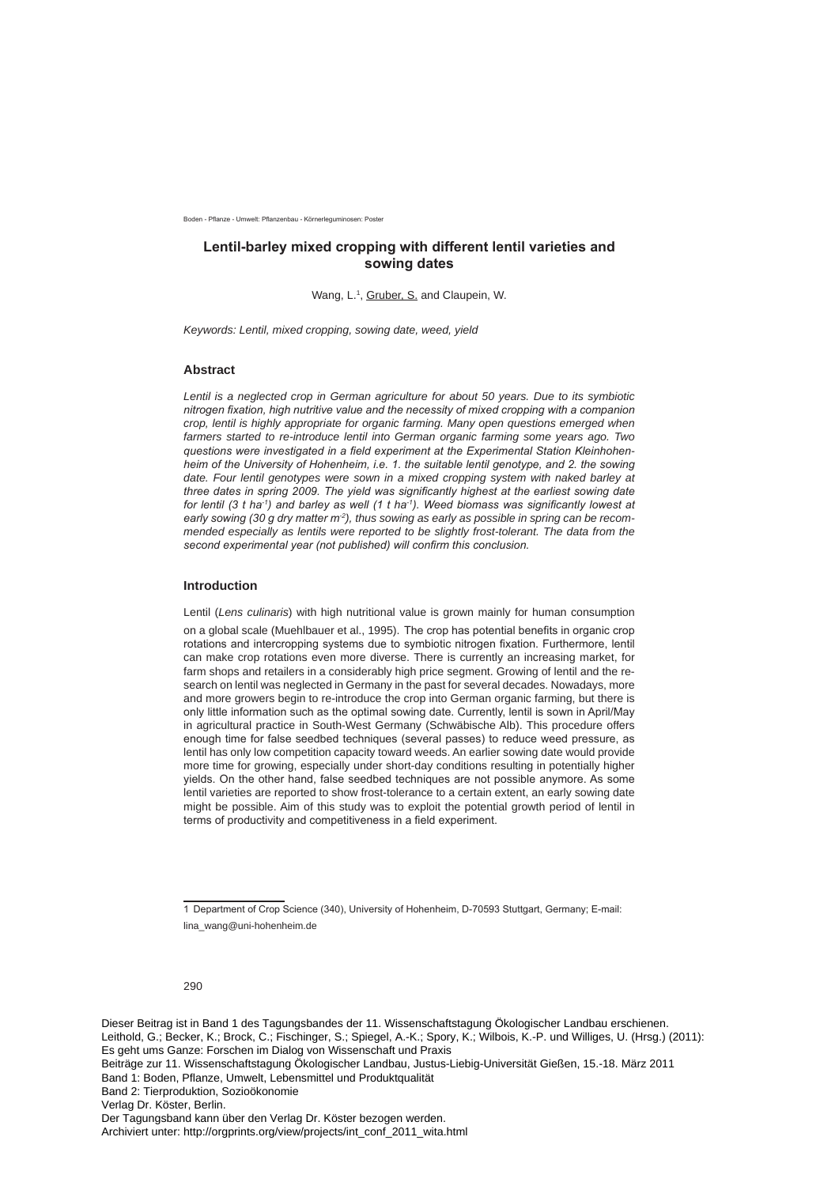Boden - Pflanze - Umwelt: Pflanzenbau - Körnerleguminosen: Poster

# Lentil-barley mixed cropping with different lentil varieties and sowing dates

Wang, L.[1], Gruber, S. and Claupein, W.

*Keywords: Lentil, mixed cropping, sowing date, weed, yield*

## Abstract

*Lentil is a neglected crop in German agriculture for about 50 years. Due to its symbiotic nitrogen fixation, high nutritive value and the necessity of mixed cropping with a companion crop, lentil is highly appropriate for organic farming. Many open questions emerged when farmers started to re-introduce lentil into German organic farming some years ago. Two questions were investigated in a field experiment at the Experimental Station Kleinhohenheim of the University of Hohenheim, i.e. 1. the suitable lentil genotype, and 2. the sowing date. Four lentil genotypes were sown in a mixed cropping system with naked barley at three dates in spring 2009. The yield was significantly highest at the earliest sowing date for lentil (3 t ha$^{-1}$) and barley as well (1 t ha$^{-1}$). Weed biomass was significantly lowest at early sowing (30 g dry matter m$^{-2}$), thus sowing as early as possible in spring can be recommended especially as lentils were reported to be slightly frost-tolerant. The data from the second experimental year (not published) will confirm this conclusion.*

## Introduction

Lentil (*Lens culinaris*) with high nutritional value is grown mainly for human consumption on a global scale (Muehlbauer et al., 1995). The crop has potential benefits in organic crop rotations and intercropping systems due to symbiotic nitrogen fixation. Furthermore, lentil can make crop rotations even more diverse. There is currently an increasing market, for farm shops and retailers in a considerably high price segment. Growing of lentil and the research on lentil was neglected in Germany in the past for several decades. Nowadays, more and more growers begin to re-introduce the crop into German organic farming, but there is only little information such as the optimal sowing date. Currently, lentil is sown in April/May in agricultural practice in South-West Germany (Schwäbische Alb). This procedure offers enough time for false seedbed techniques (several passes) to reduce weed pressure, as lentil has only low competition capacity toward weeds. An earlier sowing date would provide more time for growing, especially under short-day conditions resulting in potentially higher yields. On the other hand, false seedbed techniques are not possible anymore. As some lentil varieties are reported to show frost-tolerance to a certain extent, an early sowing date might be possible. Aim of this study was to exploit the potential growth period of lentil in terms of productivity and competitiveness in a field experiment.

[1] Department of Crop Science (340), University of Hohenheim, D-70593 Stuttgart, Germany; E-mail: lina_wang@uni-hohenheim.de

Dieser Beitrag ist in Band 1 des Tagungsbandes der 11. Wissenschaftstagung Ökologischer Landbau erschienen.
Leithold, G.; Becker, K.; Brock, C.; Fischinger, S.; Spiegel, A.-K.; Spory, K.; Wilbois, K.-P. und Williges, U. (Hrsg.) (2011): Es geht ums Ganze: Forschen im Dialog von Wissenschaft und Praxis
Beiträge zur 11. Wissenschaftstagung Ökologischer Landbau, Justus-Liebig-Universität Gießen, 15.-18. März 2011
Band 1: Boden, Pflanze, Umwelt, Lebensmittel und Produktqualität
Band 2: Tierproduktion, Sozioökonomie
Verlag Dr. Köster, Berlin.
Der Tagungsband kann über den Verlag Dr. Köster bezogen werden.
Archiviert unter: http://orgprints.org/view/projects/int_conf_2011_wita.html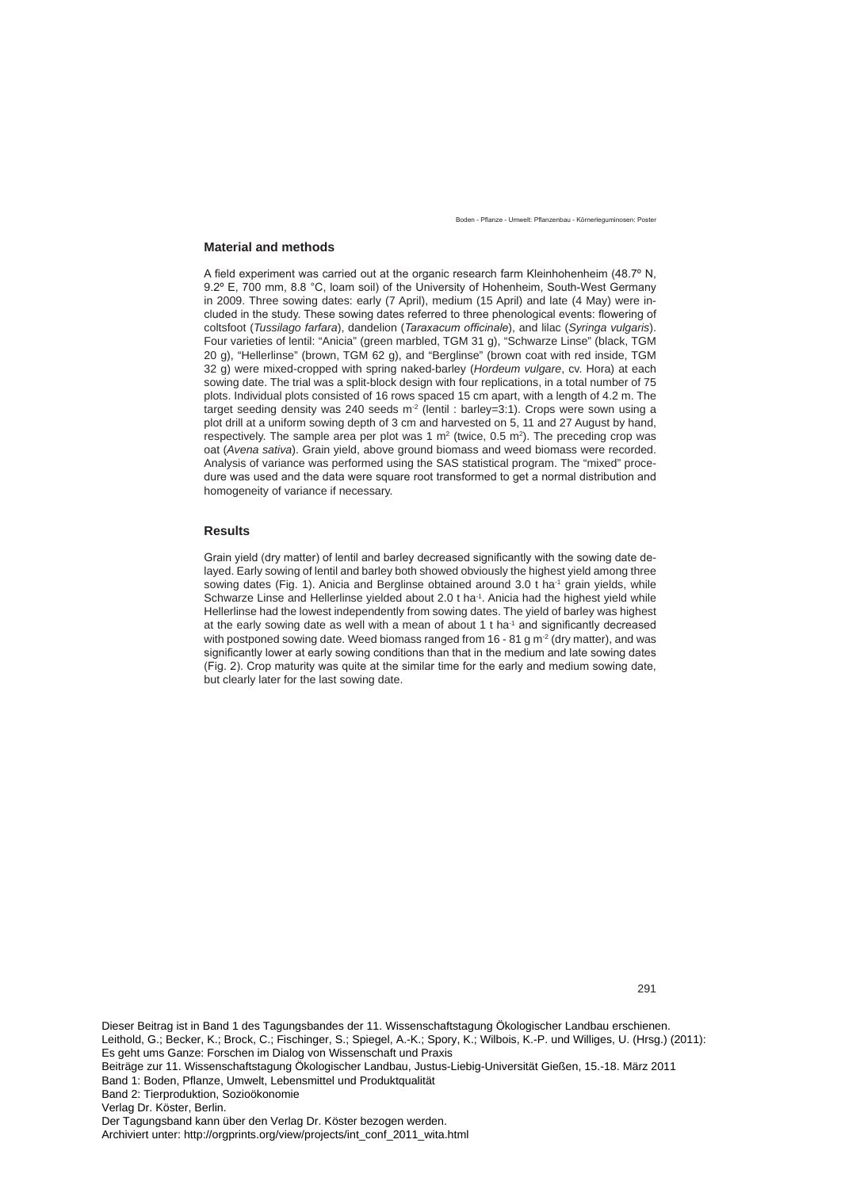## Material and methods

A field experiment was carried out at the organic research farm Kleinhohenheim (48.7º N, 9.2º E, 700 mm, 8.8 °C, loam soil) of the University of Hohenheim, South-West Germany in 2009. Three sowing dates: early (7 April), medium (15 April) and late (4 May) were included in the study. These sowing dates referred to three phenological events: flowering of coltsfoot (*Tussilago farfara*), dandelion (*Taraxacum officinale*), and lilac (*Syringa vulgaris*). Four varieties of lentil: "Anicia" (green marbled, TGM 31 g), "Schwarze Linse" (black, TGM 20 g), "Hellerlinse" (brown, TGM 62 g), and "Berglinse" (brown coat with red inside, TGM 32 g) were mixed-cropped with spring naked-barley (*Hordeum vulgare*, cv. Hora) at each sowing date. The trial was a split-block design with four replications, in a total number of 75 plots. Individual plots consisted of 16 rows spaced 15 cm apart, with a length of 4.2 m. The target seeding density was 240 seeds $m^{-2}$ (lentil : barley=3:1). Crops were sown using a plot drill at a uniform sowing depth of 3 cm and harvested on 5, 11 and 27 August by hand, respectively. The sample area per plot was 1 $m^2$ (twice, 0.5 $m^2$). The preceding crop was oat (*Avena sativa*). Grain yield, above ground biomass and weed biomass were recorded. Analysis of variance was performed using the SAS statistical program. The "mixed" procedure was used and the data were square root transformed to get a normal distribution and homogeneity of variance if necessary.

## Results

Grain yield (dry matter) of lentil and barley decreased significantly with the sowing date delayed. Early sowing of lentil and barley both showed obviously the highest yield among three sowing dates (Fig. 1). Anicia and Berglinse obtained around 3.0 t $ha^{-1}$ grain yields, while Schwarze Linse and Hellerlinse yielded about 2.0 t $ha^{-1}$. Anicia had the highest yield while Hellerlinse had the lowest independently from sowing dates. The yield of barley was highest at the early sowing date as well with a mean of about 1 t $ha^{-1}$ and significantly decreased with postponed sowing date. Weed biomass ranged from 16 - 81 g $m^{-2}$ (dry matter), and was significantly lower at early sowing conditions than that in the medium and late sowing dates (Fig. 2). Crop maturity was quite at the similar time for the early and medium sowing date, but clearly later for the last sowing date.

Dieser Beitrag ist in Band 1 des Tagungsbandes der 11. Wissenschaftstagung Ökologischer Landbau erschienen.
Leithold, G.; Becker, K.; Brock, C.; Fischinger, S.; Spiegel, A.-K.; Spory, K.; Wilbois, K.-P. und Williges, U. (Hrsg.) (2011): Es geht ums Ganze: Forschen im Dialog von Wissenschaft und Praxis
Beiträge zur 11. Wissenschaftstagung Ökologischer Landbau, Justus-Liebig-Universität Gießen, 15.-18. März 2011
Band 1: Boden, Pflanze, Umwelt, Lebensmittel und Produktqualität
Band 2: Tierproduktion, Sozioökonomie
Verlag Dr. Köster, Berlin.
Der Tagungsband kann über den Verlag Dr. Köster bezogen werden.
Archiviert unter: http://orgprints.org/view/projects/int_conf_2011_wita.html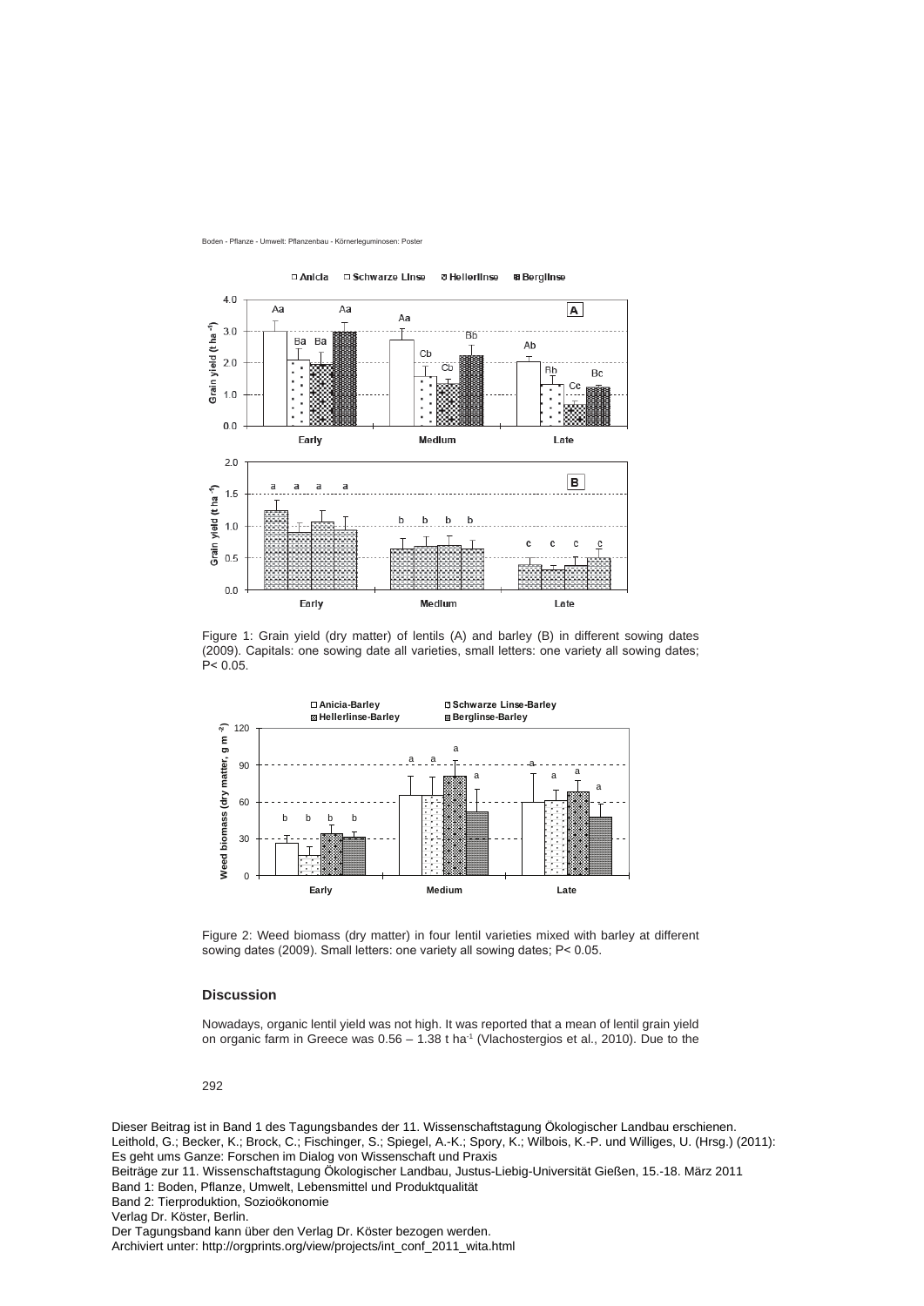Figure 1: Grain yield (dry matter) of lentils (A) and barley (B) in different sowing dates (2009). Capitals: one sowing date all varieties, small letters: one variety all sowing dates; P< 0.05.

Figure 2: Weed biomass (dry matter) in four lentil varieties mixed with barley at different sowing dates (2009). Small letters: one variety all sowing dates; P< 0.05.

## Discussion

Nowadays, organic lentil yield was not high. It was reported that a mean of lentil grain yield on organic farm in Greece was 0.56 – 1.38 t ha$^{-1}$ (Vlachostergios et al., 2010). Due to the

Dieser Beitrag ist in Band 1 des Tagungsbandes der 11. Wissenschaftstagung Ökologischer Landbau erschienen.
Leithold, G.; Becker, K.; Brock, C.; Fischinger, S.; Spiegel, A.-K.; Spory, K.; Wilbois, K.-P. und Williges, U. (Hrsg.) (2011): Es geht ums Ganze: Forschen im Dialog von Wissenschaft und Praxis
Beiträge zur 11. Wissenschaftstagung Ökologischer Landbau, Justus-Liebig-Universität Gießen, 15.-18. März 2011
Band 1: Boden, Pflanze, Umwelt, Lebensmittel und Produktqualität
Band 2: Tierproduktion, Sozioökonomie
Verlag Dr. Köster, Berlin.
Der Tagungsband kann über den Verlag Dr. Köster bezogen werden.
Archiviert unter: http://orgprints.org/view/projects/int_conf_2011_wita.html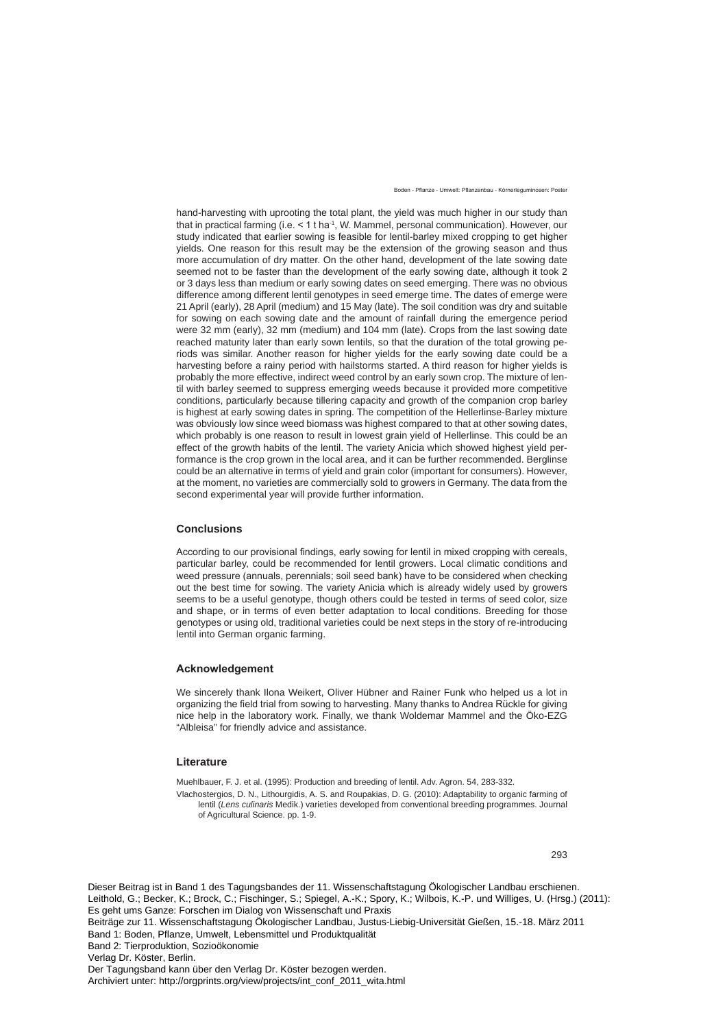hand-harvesting with uprooting the total plant, the yield was much higher in our study than that in practical farming (i.e. < 1 t ha$^{-1}$, W. Mammel, personal communication). However, our study indicated that earlier sowing is feasible for lentil-barley mixed cropping to get higher yields. One reason for this result may be the extension of the growing season and thus more accumulation of dry matter. On the other hand, development of the late sowing date seemed not to be faster than the development of the early sowing date, although it took 2 or 3 days less than medium or early sowing dates on seed emerging. There was no obvious difference among different lentil genotypes in seed emerge time. The dates of emerge were 21 April (early), 28 April (medium) and 15 May (late). The soil condition was dry and suitable for sowing on each sowing date and the amount of rainfall during the emergence period were 32 mm (early), 32 mm (medium) and 104 mm (late). Crops from the last sowing date reached maturity later than early sown lentils, so that the duration of the total growing periods was similar. Another reason for higher yields for the early sowing date could be a harvesting before a rainy period with hailstorms started. A third reason for higher yields is probably the more effective, indirect weed control by an early sown crop. The mixture of lentil with barley seemed to suppress emerging weeds because it provided more competitive conditions, particularly because tillering capacity and growth of the companion crop barley is highest at early sowing dates in spring. The competition of the Hellerlinse-Barley mixture was obviously low since weed biomass was highest compared to that at other sowing dates, which probably is one reason to result in lowest grain yield of Hellerlinse. This could be an effect of the growth habits of the lentil. The variety Anicia which showed highest yield performance is the crop grown in the local area, and it can be further recommended. Berglinse could be an alternative in terms of yield and grain color (important for consumers). However, at the moment, no varieties are commercially sold to growers in Germany. The data from the second experimental year will provide further information.

## Conclusions

According to our provisional findings, early sowing for lentil in mixed cropping with cereals, particular barley, could be recommended for lentil growers. Local climatic conditions and weed pressure (annuals, perennials; soil seed bank) have to be considered when checking out the best time for sowing. The variety Anicia which is already widely used by growers seems to be a useful genotype, though others could be tested in terms of seed color, size and shape, or in terms of even better adaptation to local conditions. Breeding for those genotypes or using old, traditional varieties could be next steps in the story of re-introducing lentil into German organic farming.

## Acknowledgement

We sincerely thank Ilona Weikert, Oliver Hübner and Rainer Funk who helped us a lot in organizing the field trial from sowing to harvesting. Many thanks to Andrea Rückle for giving nice help in the laboratory work. Finally, we thank Woldemar Mammel and the Öko-EZG "Albleisa" for friendly advice and assistance.

## Literature

Muehlbauer, F. J. et al. (1995): Production and breeding of lentil. Adv. Agron. 54, 283-332.

Vlachostergios, D. N., Lithourgidis, A. S. and Roupakias, D. G. (2010): Adaptability to organic farming of lentil (*Lens culinaris* Medik.) varieties developed from conventional breeding programmes. Journal of Agricultural Science. pp. 1-9.

Dieser Beitrag ist in Band 1 des Tagungsbandes der 11. Wissenschaftstagung Ökologischer Landbau erschienen.
Leithold, G.; Becker, K.; Brock, C.; Fischinger, S.; Spiegel, A.-K.; Spory, K.; Wilbois, K.-P. und Williges, U. (Hrsg.) (2011): Es geht ums Ganze: Forschen im Dialog von Wissenschaft und Praxis
Beiträge zur 11. Wissenschaftstagung Ökologischer Landbau, Justus-Liebig-Universität Gießen, 15.-18. März 2011
Band 1: Boden, Pflanze, Umwelt, Lebensmittel und Produktqualität
Band 2: Tierproduktion, Sozioökonomie
Verlag Dr. Köster, Berlin.
Der Tagungsband kann über den Verlag Dr. Köster bezogen werden.
Archiviert unter: http://orgprints.org/view/projects/int_conf_2011_wita.html